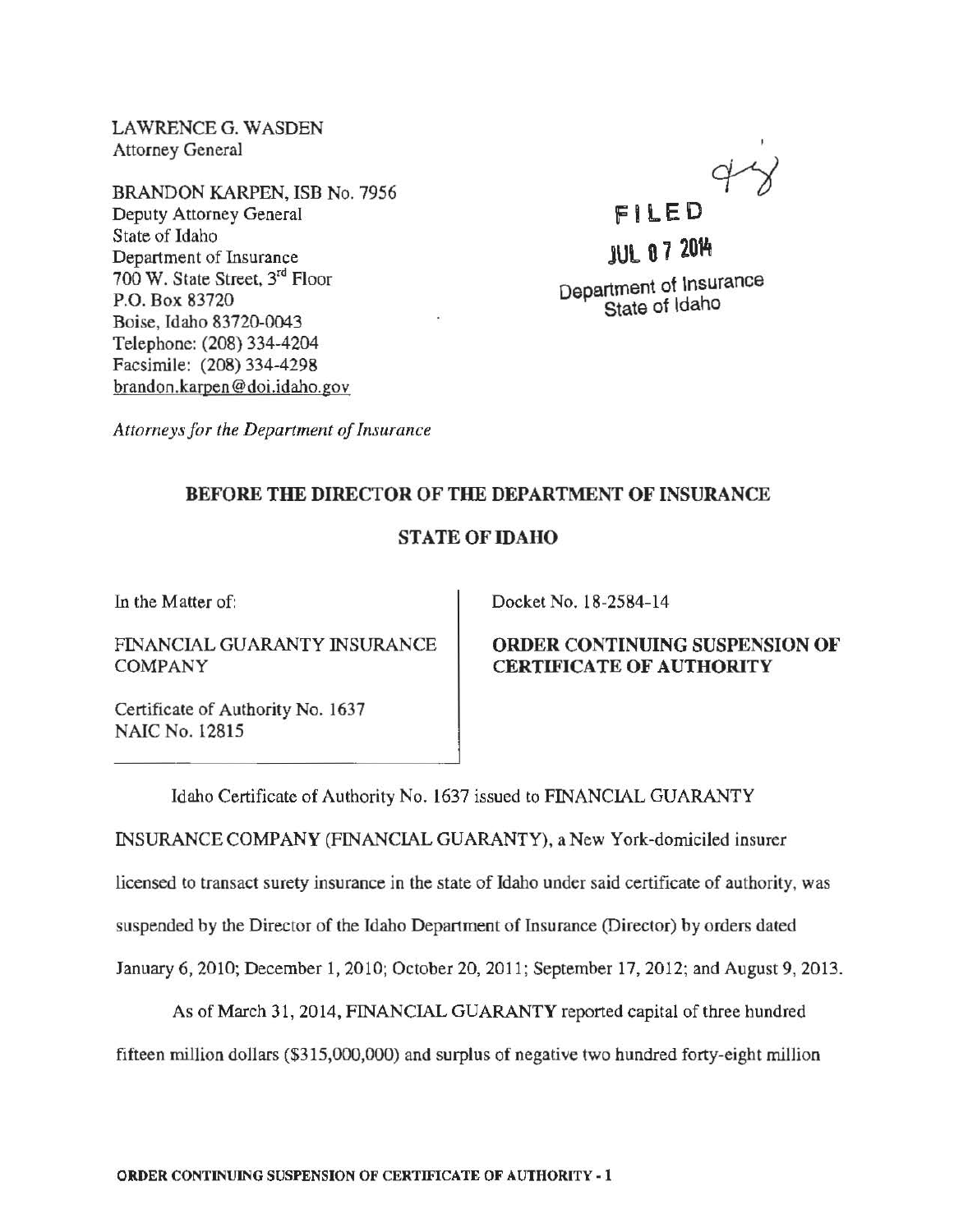LAWRENCE G. WASDEN
Attorney General

BRANDON KARPEN, ISB No. 7956
Deputy Attorney General
State of Idaho
Department of Insurance
700 W. State Street, 3rd Floor
P.O. Box 83720
Boise, Idaho 83720-0043
Telephone: (208) 334-4204
Facsimile: (208) 334-4298
brandon.karpen@doi.idaho.gov

*Attorneys for the Department of Insurance*

FILED
JUL 07 2014
Department of Insurance
State of Idaho

**BEFORE THE DIRECTOR OF THE DEPARTMENT OF INSURANCE**

**STATE OF IDAHO**

| In the Matter of: FINANCIAL GUARANTY INSURANCE COMPANY Certificate of Authority No. 1637 NAIC No. 12815 | Docket No. 18-2584-14 **ORDER CONTINUING SUSPENSION OF CERTIFICATE OF AUTHORITY** |
|---|---|

Idaho Certificate of Authority No. 1637 issued to FINANCIAL GUARANTY INSURANCE COMPANY (FINANCIAL GUARANTY), a New York-domiciled insurer licensed to transact surety insurance in the state of Idaho under said certificate of authority, was suspended by the Director of the Idaho Department of Insurance (Director) by orders dated January 6, 2010; December 1, 2010; October 20, 2011; September 17, 2012; and August 9, 2013.

As of March 31, 2014, FINANCIAL GUARANTY reported capital of three hundred fifteen million dollars ($315,000,000) and surplus of negative two hundred forty-eight million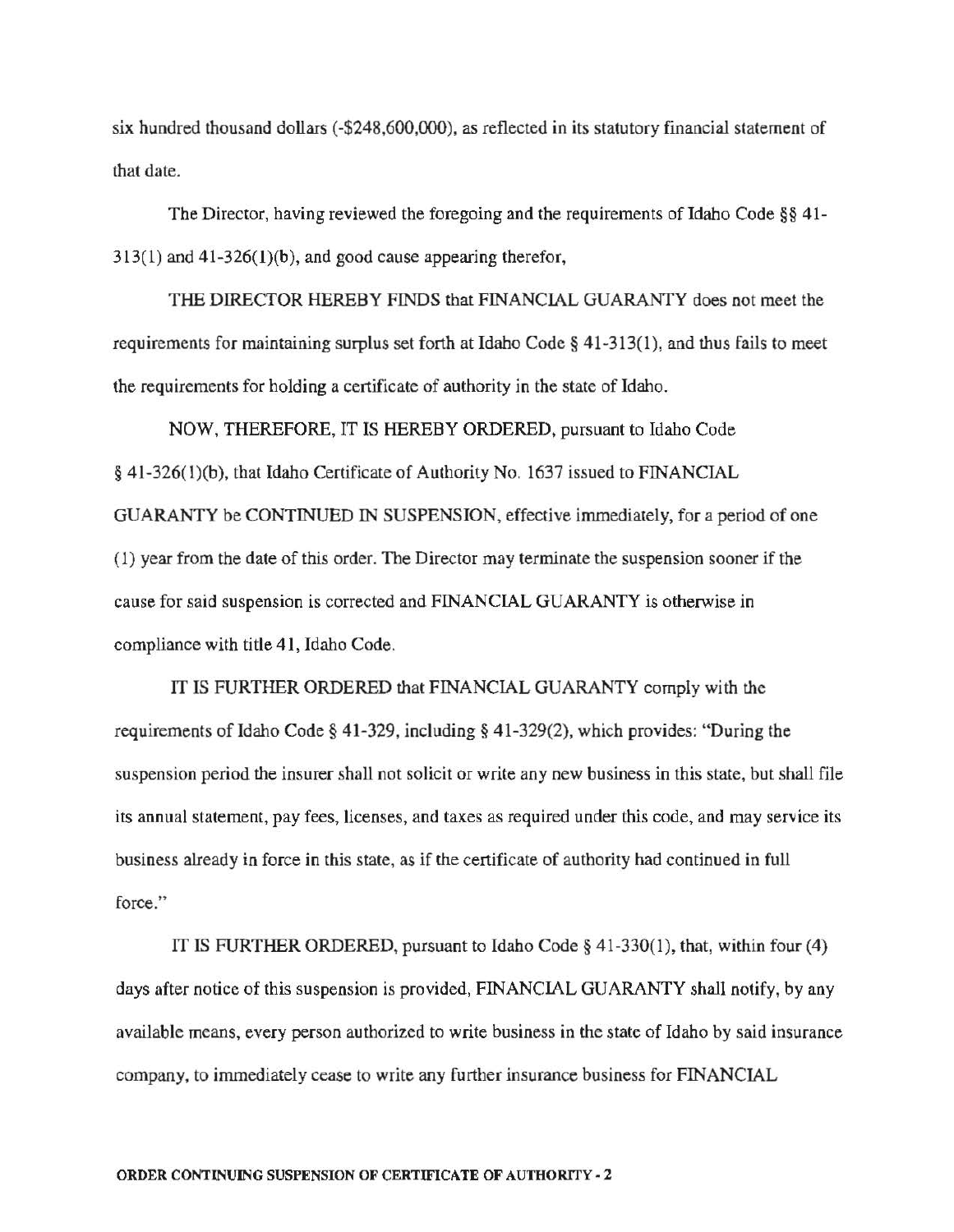six hundred thousand dollars (-$248,600,000), as reflected in its statutory financial statement of that date.

The Director, having reviewed the foregoing and the requirements of Idaho Code §§ 41-313(1) and 41-326(1)(b), and good cause appearing therefor,

THE DIRECTOR HEREBY FINDS that FINANCIAL GUARANTY does not meet the requirements for maintaining surplus set forth at Idaho Code § 41-313(1), and thus fails to meet the requirements for holding a certificate of authority in the state of Idaho.

NOW, THEREFORE, IT IS HEREBY ORDERED, pursuant to Idaho Code § 41-326(1)(b), that Idaho Certificate of Authority No. 1637 issued to FINANCIAL GUARANTY be CONTINUED IN SUSPENSION, effective immediately, for a period of one (1) year from the date of this order. The Director may terminate the suspension sooner if the cause for said suspension is corrected and FINANCIAL GUARANTY is otherwise in compliance with title 41, Idaho Code.

IT IS FURTHER ORDERED that FINANCIAL GUARANTY comply with the requirements of Idaho Code § 41-329, including § 41-329(2), which provides: "During the suspension period the insurer shall not solicit or write any new business in this state, but shall file its annual statement, pay fees, licenses, and taxes as required under this code, and may service its business already in force in this state, as if the certificate of authority had continued in full force."

IT IS FURTHER ORDERED, pursuant to Idaho Code § 41-330(1), that, within four (4) days after notice of this suspension is provided, FINANCIAL GUARANTY shall notify, by any available means, every person authorized to write business in the state of Idaho by said insurance company, to immediately cease to write any further insurance business for FINANCIAL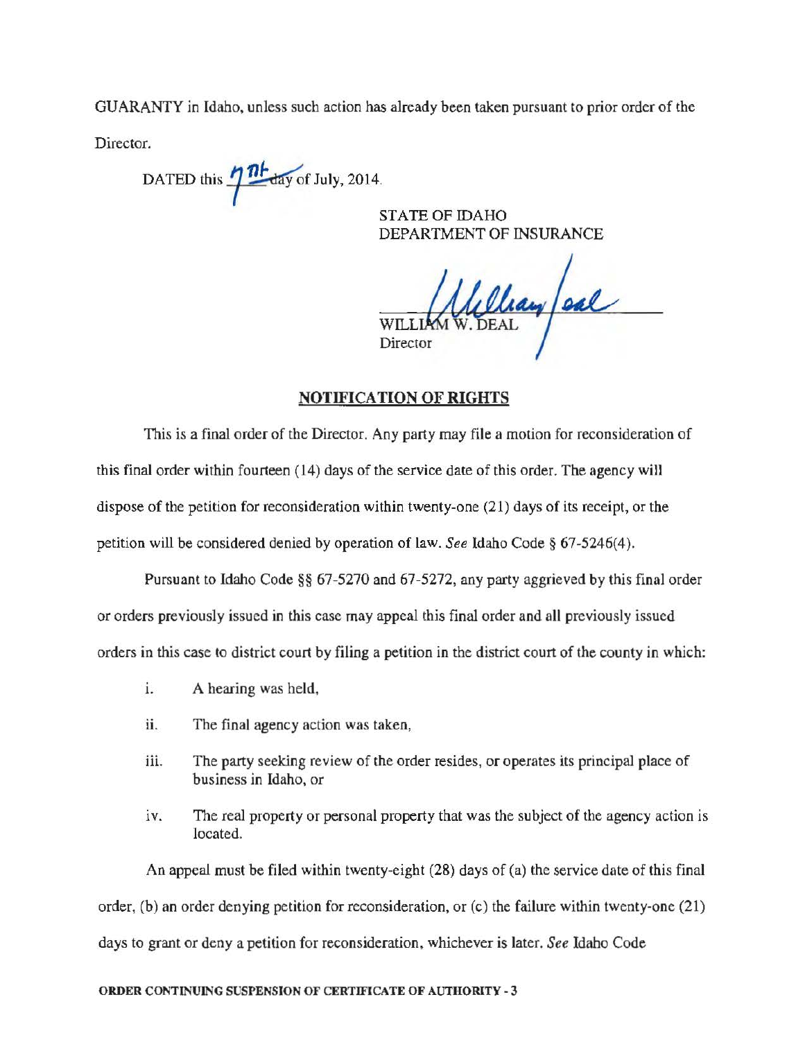GUARANTY in Idaho, unless such action has already been taken pursuant to prior order of the Director.

DATED this 7th day of July, 2014.

STATE OF IDAHO
DEPARTMENT OF INSURANCE

WILLIAM W. DEAL
Director

## NOTIFICATION OF RIGHTS

This is a final order of the Director. Any party may file a motion for reconsideration of this final order within fourteen (14) days of the service date of this order. The agency will dispose of the petition for reconsideration within twenty-one (21) days of its receipt, or the petition will be considered denied by operation of law. *See* Idaho Code § 67-5246(4).

Pursuant to Idaho Code §§ 67-5270 and 67-5272, any party aggrieved by this final order or orders previously issued in this case may appeal this final order and all previously issued orders in this case to district court by filing a petition in the district court of the county in which:

i. A hearing was held,

ii. The final agency action was taken,

iii. The party seeking review of the order resides, or operates its principal place of business in Idaho, or

iv. The real property or personal property that was the subject of the agency action is located.

An appeal must be filed within twenty-eight (28) days of (a) the service date of this final order, (b) an order denying petition for reconsideration, or (c) the failure within twenty-one (21) days to grant or deny a petition for reconsideration, whichever is later. *See* Idaho Code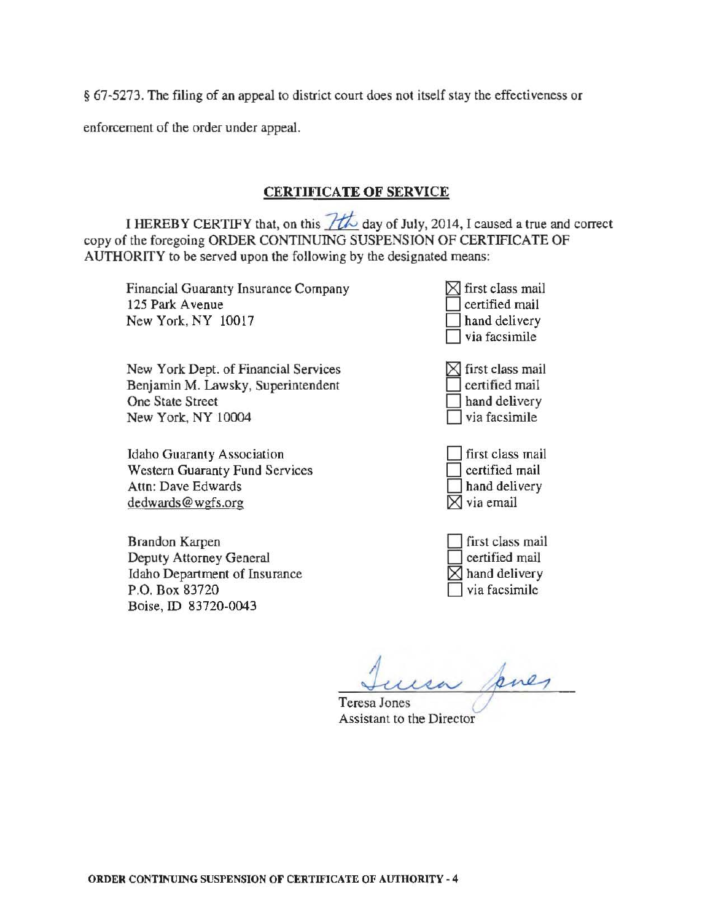§ 67-5273. The filing of an appeal to district court does not itself stay the effectiveness or enforcement of the order under appeal.

## CERTIFICATE OF SERVICE

I HEREBY CERTIFY that, on this 7th day of July, 2014, I caused a true and correct copy of the foregoing ORDER CONTINUING SUSPENSION OF CERTIFICATE OF AUTHORITY to be served upon the following by the designated means:

| | |
|---|---|
| Financial Guaranty Insurance Company<br>125 Park Avenue<br>New York, NY 10017 | ☒ first class mail<br>☐ certified mail<br>☐ hand delivery<br>☐ via facsimile |
| New York Dept. of Financial Services<br>Benjamin M. Lawsky, Superintendent<br>One State Street<br>New York, NY 10004 | ☒ first class mail<br>☐ certified mail<br>☐ hand delivery<br>☐ via facsimile |
| Idaho Guaranty Association<br>Western Guaranty Fund Services<br>Attn: Dave Edwards<br>dedwards@wgfs.org | ☐ first class mail<br>☐ certified mail<br>☐ hand delivery<br>☒ via email |
| Brandon Karpen<br>Deputy Attorney General<br>Idaho Department of Insurance<br>P.O. Box 83720<br>Boise, ID 83720-0043 | ☐ first class mail<br>☐ certified mail<br>☒ hand delivery<br>☐ via facsimile |

Teresa Jones
Assistant to the Director